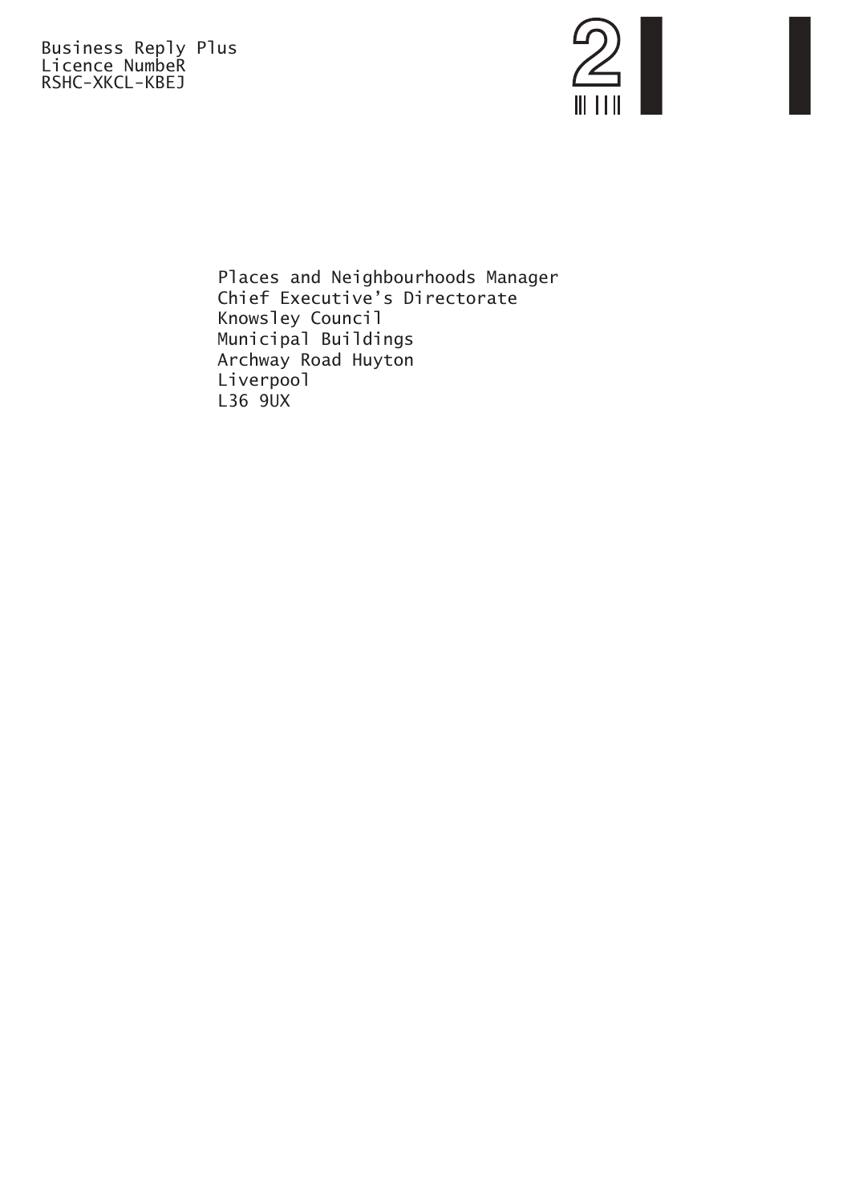Business Reply Plus
Licence NumbeR
RSHC-XKCL-KBEJ

2

Places and Neighbourhoods Manager
Chief Executive's Directorate
Knowsley Council
Municipal Buildings
Archway Road Huyton
Liverpool
L36 9UX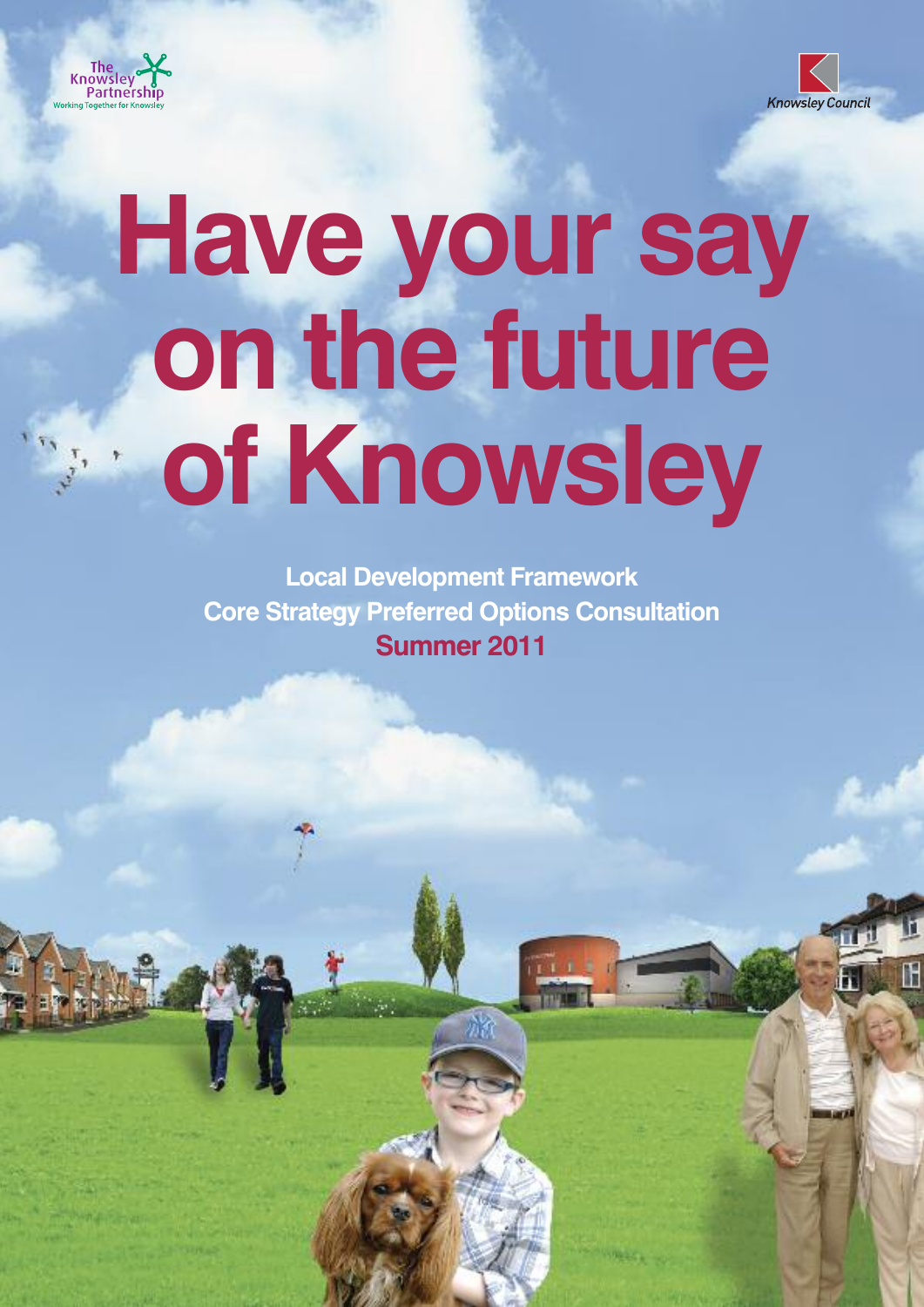The Knowsley Partnership
Working Together for Knowsley

Knowsley Council

# Have your say on the future of Knowsley

**Local Development Framework**
**Core Strategy Preferred Options Consultation**
**Summer 2011**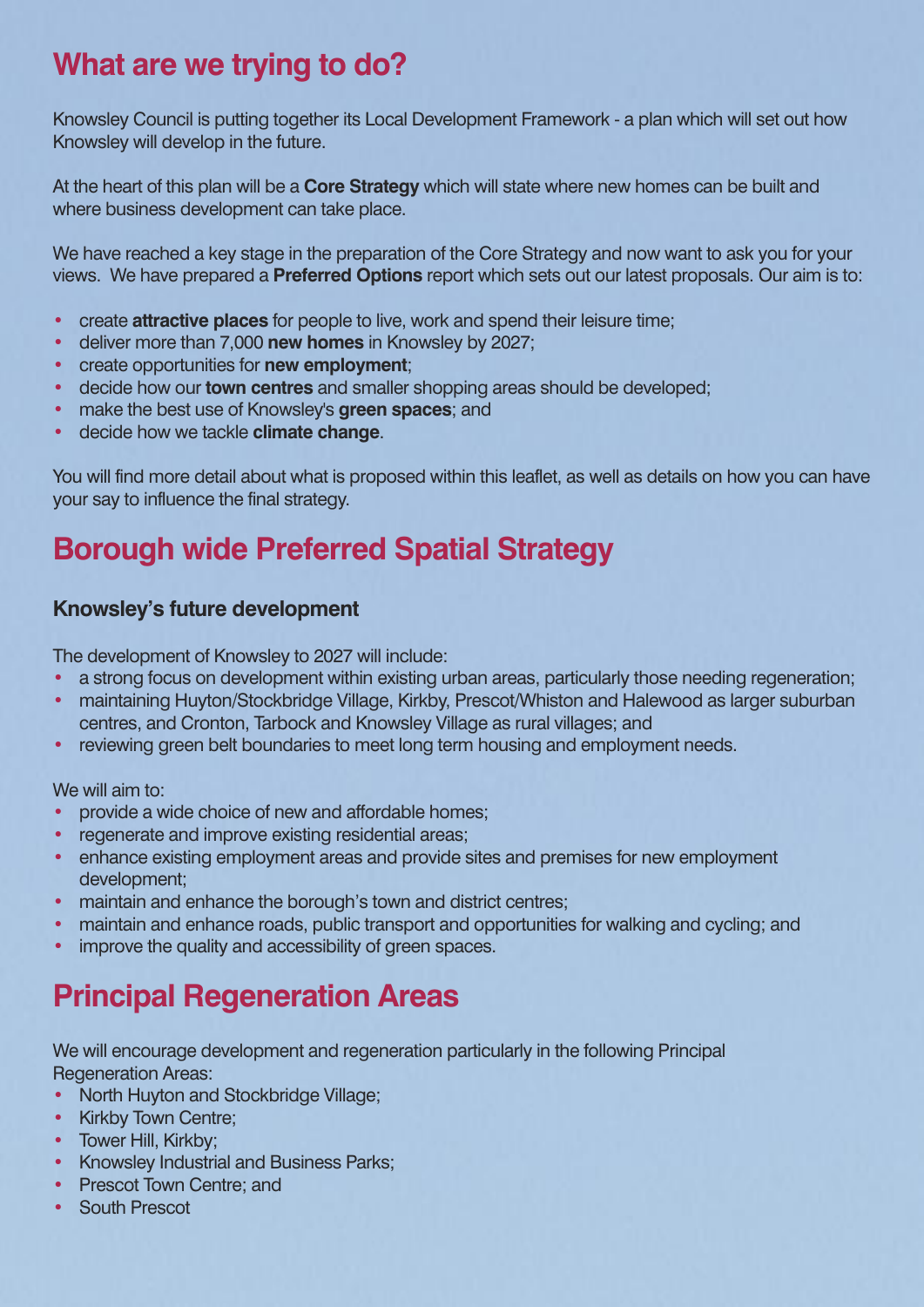## What are we trying to do?

Knowsley Council is putting together its Local Development Framework - a plan which will set out how Knowsley will develop in the future.

At the heart of this plan will be a **Core Strategy** which will state where new homes can be built and where business development can take place.

We have reached a key stage in the preparation of the Core Strategy and now want to ask you for your views. We have prepared a **Preferred Options** report which sets out our latest proposals. Our aim is to:

- create **attractive places** for people to live, work and spend their leisure time;
- deliver more than 7,000 **new homes** in Knowsley by 2027;
- create opportunities for **new employment**;
- decide how our **town centres** and smaller shopping areas should be developed;
- make the best use of Knowsley's **green spaces**; and
- decide how we tackle **climate change**.

You will find more detail about what is proposed within this leaflet, as well as details on how you can have your say to influence the final strategy.

## Borough wide Preferred Spatial Strategy

### Knowsley's future development

The development of Knowsley to 2027 will include:

- a strong focus on development within existing urban areas, particularly those needing regeneration;
- maintaining Huyton/Stockbridge Village, Kirkby, Prescot/Whiston and Halewood as larger suburban centres, and Cronton, Tarbock and Knowsley Village as rural villages; and
- reviewing green belt boundaries to meet long term housing and employment needs.

We will aim to:

- provide a wide choice of new and affordable homes;
- regenerate and improve existing residential areas;
- enhance existing employment areas and provide sites and premises for new employment development;
- maintain and enhance the borough's town and district centres;
- maintain and enhance roads, public transport and opportunities for walking and cycling; and
- improve the quality and accessibility of green spaces.

## Principal Regeneration Areas

We will encourage development and regeneration particularly in the following Principal Regeneration Areas:

- North Huyton and Stockbridge Village;
- Kirkby Town Centre;
- Tower Hill, Kirkby;
- Knowsley Industrial and Business Parks;
- Prescot Town Centre; and
- South Prescot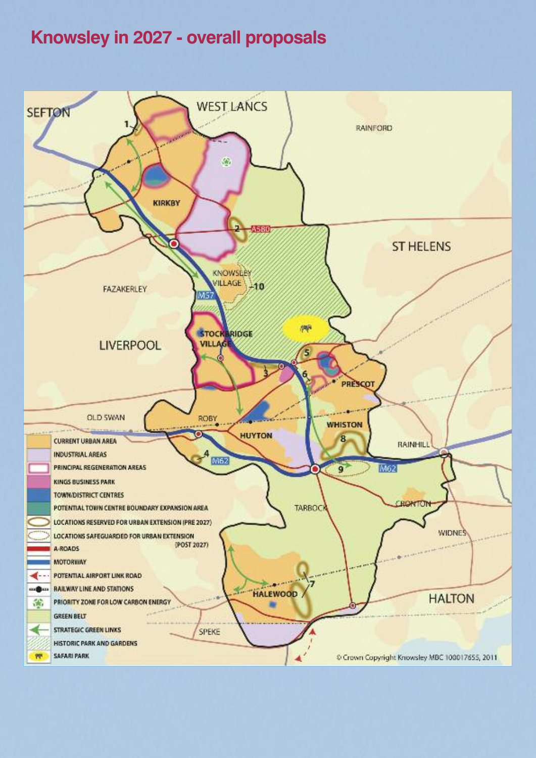# Knowsley in 2027 - overall proposals

SEFTON

WEST LANCS

RAINFORD

KIRKBY

A580

ST HELENS

KNOWSLEY VILLAGE

FAZAKERLEY

M57

LIVERPOOL

STOCKBRIDGE VILLAGE

PRESCOT

OLD SWAN

ROBY

HUYTON

WHISTON

RAINHILL

M62

TARBOCK

CRONTON

WIDNES

HALEWOOD

HALTON

SPEKE

- CURRENT URBAN AREA
- INDUSTRIAL AREAS
- PRINCIPAL REGENERATION AREAS
- KINGS BUSINESS PARK
- TOWN/DISTRICT CENTRES
- POTENTIAL TOWN CENTRE BOUNDARY EXPANSION AREA
- LOCATIONS RESERVED FOR URBAN EXTENSION (PRE 2027)
- LOCATIONS SAFEGUARDED FOR URBAN EXTENSION (POST 2027)
- A-ROADS
- MOTORWAY
- POTENTIAL AIRPORT LINK ROAD
- RAILWAY LINE AND STATIONS
- PRIORITY ZONE FOR LOW CARBON ENERGY
- GREEN BELT
- STRATEGIC GREEN LINKS
- HISTORIC PARK AND GARDENS
- SAFARI PARK

© Crown Copyright Knowsley MBC 100017655, 2011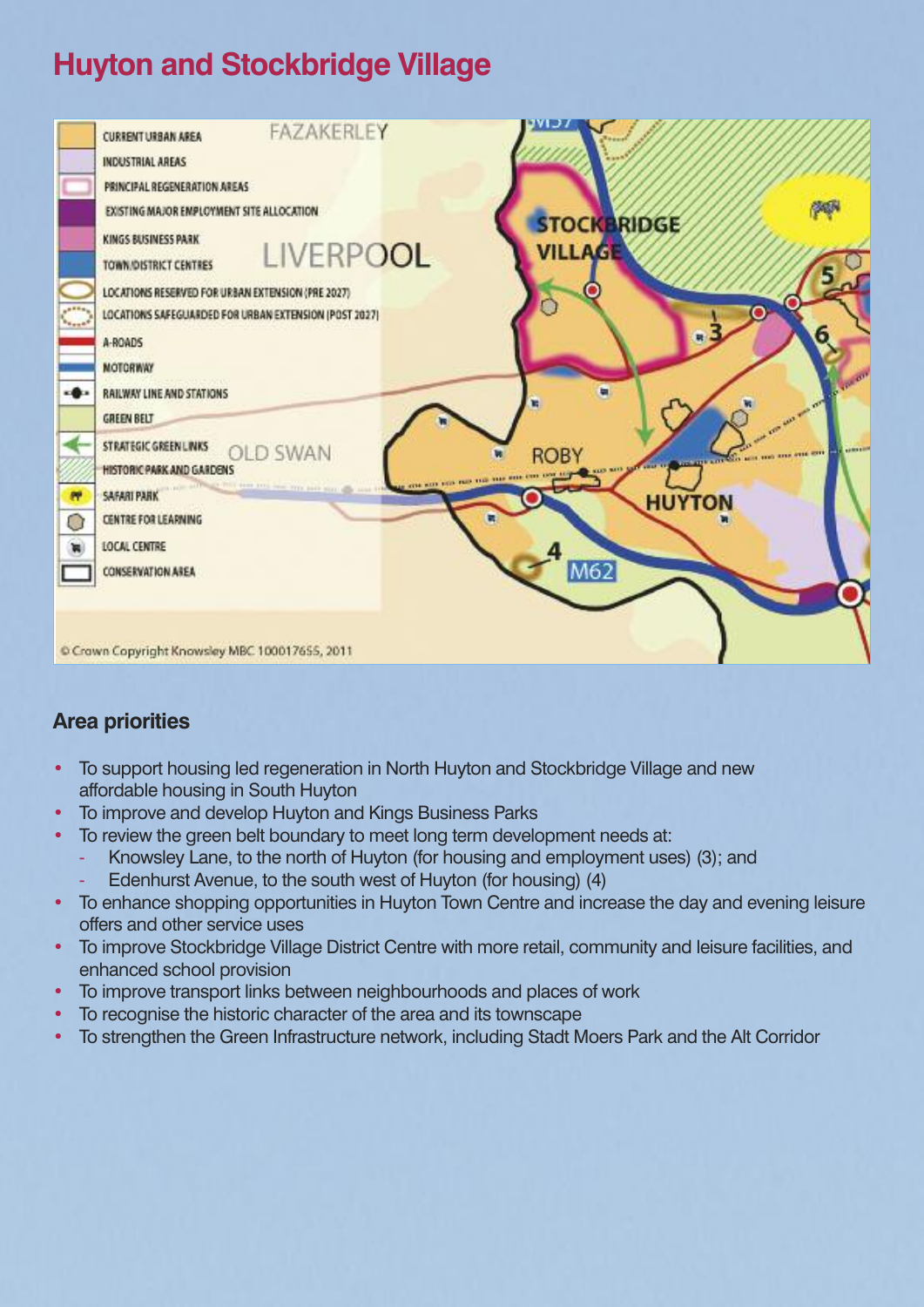# Huyton and Stockbridge Village

## Area priorities

- To support housing led regeneration in North Huyton and Stockbridge Village and new affordable housing in South Huyton
- To improve and develop Huyton and Kings Business Parks
- To review the green belt boundary to meet long term development needs at:
  - Knowsley Lane, to the north of Huyton (for housing and employment uses) (3); and
  - Edenhurst Avenue, to the south west of Huyton (for housing) (4)
- To enhance shopping opportunities in Huyton Town Centre and increase the day and evening leisure offers and other service uses
- To improve Stockbridge Village District Centre with more retail, community and leisure facilities, and enhanced school provision
- To improve transport links between neighbourhoods and places of work
- To recognise the historic character of the area and its townscape
- To strengthen the Green Infrastructure network, including Stadt Moers Park and the Alt Corridor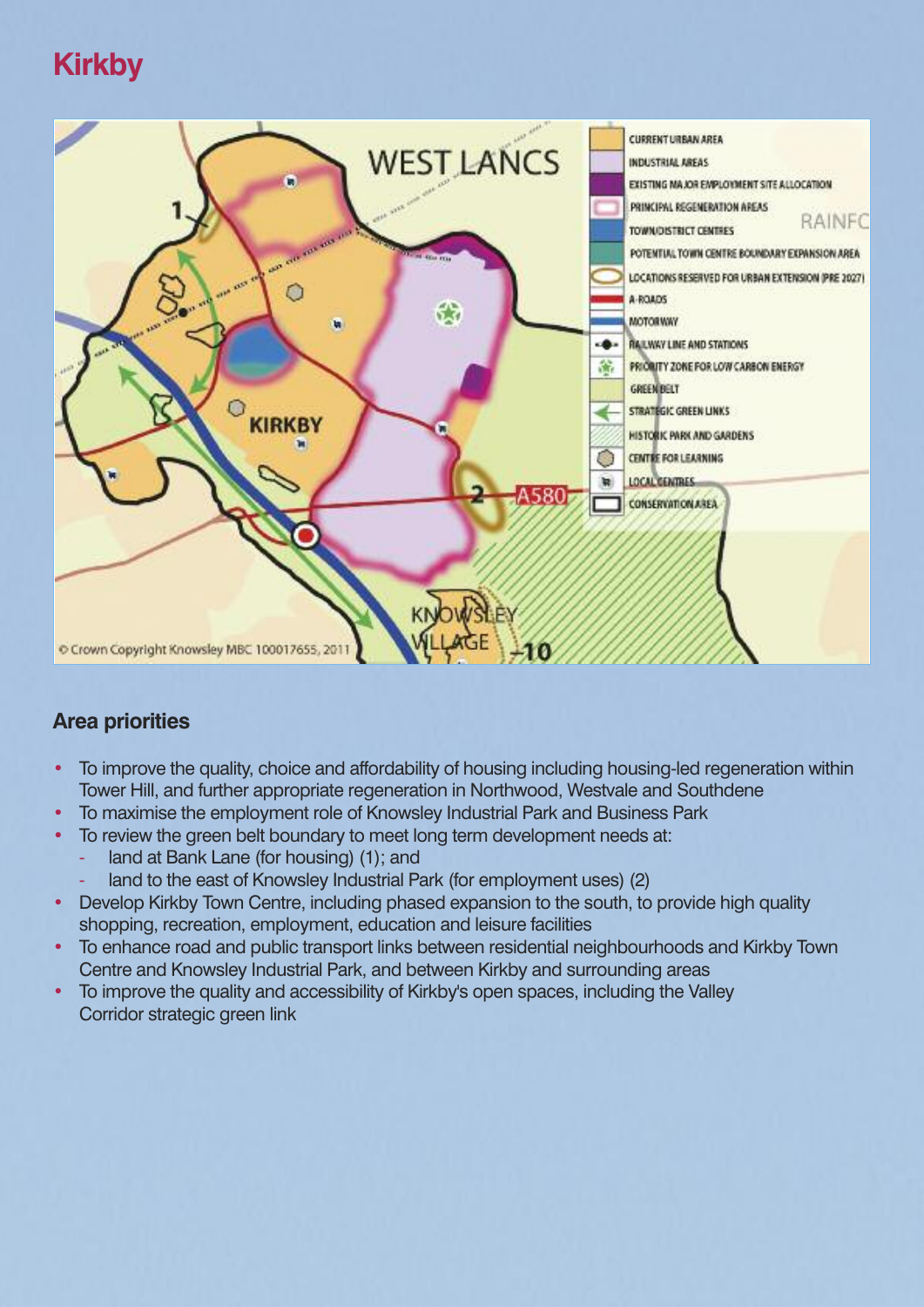# Kirkby

## Area priorities

- To improve the quality, choice and affordability of housing including housing-led regeneration within Tower Hill, and further appropriate regeneration in Northwood, Westvale and Southdene
- To maximise the employment role of Knowsley Industrial Park and Business Park
- To review the green belt boundary to meet long term development needs at:
  - land at Bank Lane (for housing) (1); and
  - land to the east of Knowsley Industrial Park (for employment uses) (2)
- Develop Kirkby Town Centre, including phased expansion to the south, to provide high quality shopping, recreation, employment, education and leisure facilities
- To enhance road and public transport links between residential neighbourhoods and Kirkby Town Centre and Knowsley Industrial Park, and between Kirkby and surrounding areas
- To improve the quality and accessibility of Kirkby's open spaces, including the Valley Corridor strategic green link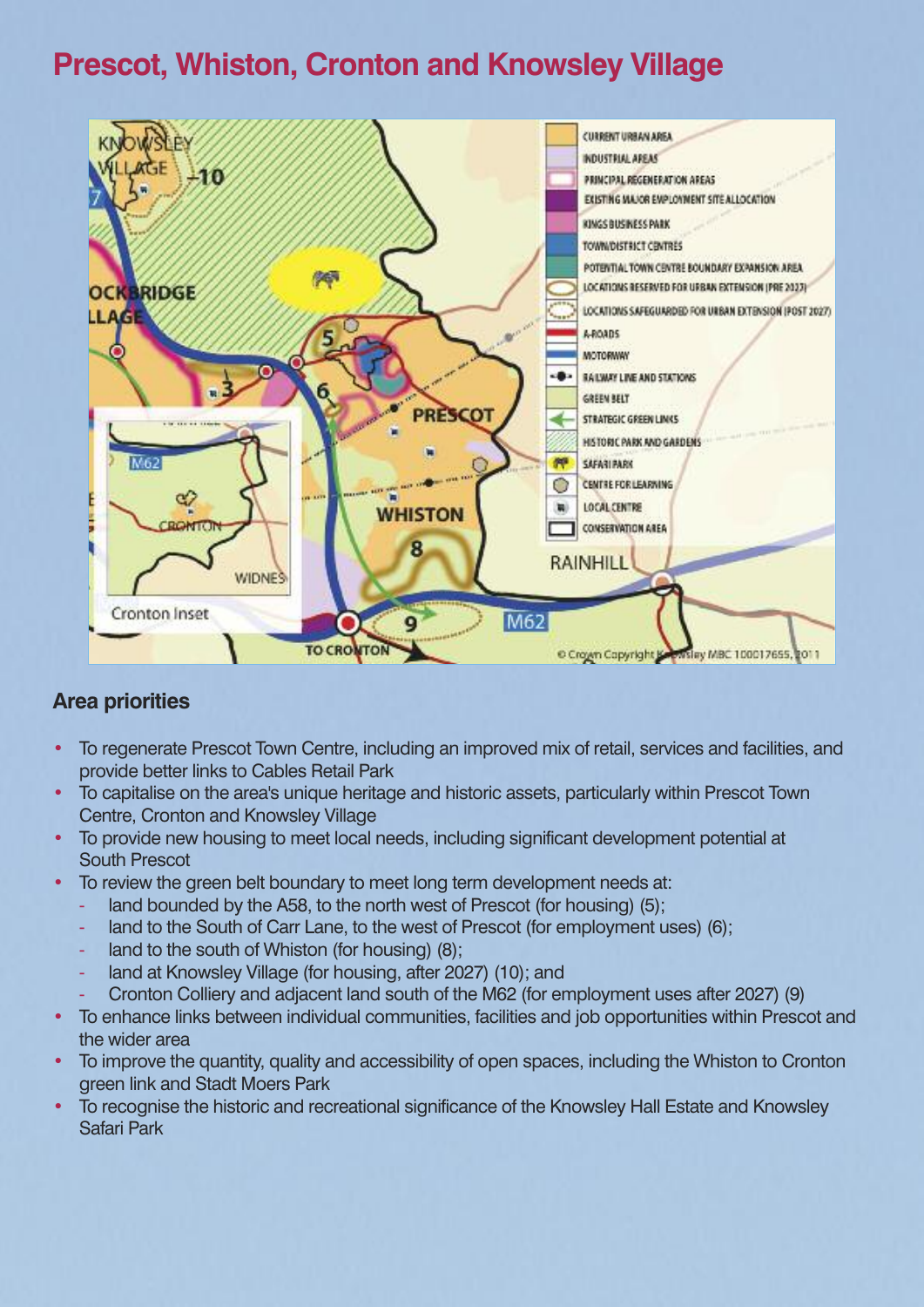# Prescot, Whiston, Cronton and Knowsley Village

## Area priorities

- To regenerate Prescot Town Centre, including an improved mix of retail, services and facilities, and provide better links to Cables Retail Park
- To capitalise on the area's unique heritage and historic assets, particularly within Prescot Town Centre, Cronton and Knowsley Village
- To provide new housing to meet local needs, including significant development potential at South Prescot
- To review the green belt boundary to meet long term development needs at:
  - land bounded by the A58, to the north west of Prescot (for housing) (5);
  - land to the South of Carr Lane, to the west of Prescot (for employment uses) (6);
  - land to the south of Whiston (for housing) (8);
  - land at Knowsley Village (for housing, after 2027) (10); and
  - Cronton Colliery and adjacent land south of the M62 (for employment uses after 2027) (9)
- To enhance links between individual communities, facilities and job opportunities within Prescot and the wider area
- To improve the quantity, quality and accessibility of open spaces, including the Whiston to Cronton green link and Stadt Moers Park
- To recognise the historic and recreational significance of the Knowsley Hall Estate and Knowsley Safari Park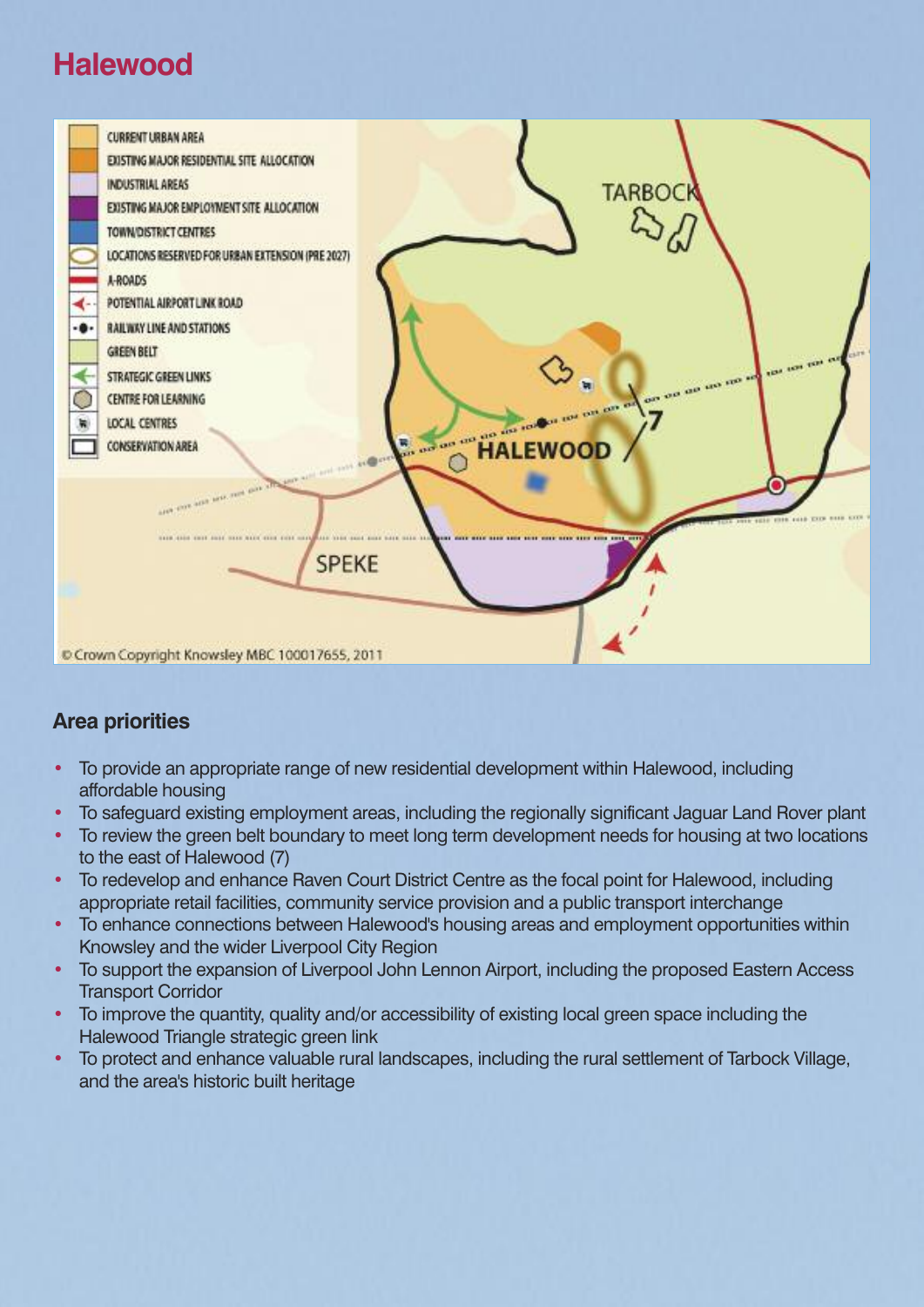# Halewood

## Area priorities

- To provide an appropriate range of new residential development within Halewood, including affordable housing
- To safeguard existing employment areas, including the regionally significant Jaguar Land Rover plant
- To review the green belt boundary to meet long term development needs for housing at two locations to the east of Halewood (7)
- To redevelop and enhance Raven Court District Centre as the focal point for Halewood, including appropriate retail facilities, community service provision and a public transport interchange
- To enhance connections between Halewood's housing areas and employment opportunities within Knowsley and the wider Liverpool City Region
- To support the expansion of Liverpool John Lennon Airport, including the proposed Eastern Access Transport Corridor
- To improve the quantity, quality and/or accessibility of existing local green space including the Halewood Triangle strategic green link
- To protect and enhance valuable rural landscapes, including the rural settlement of Tarbock Village, and the area's historic built heritage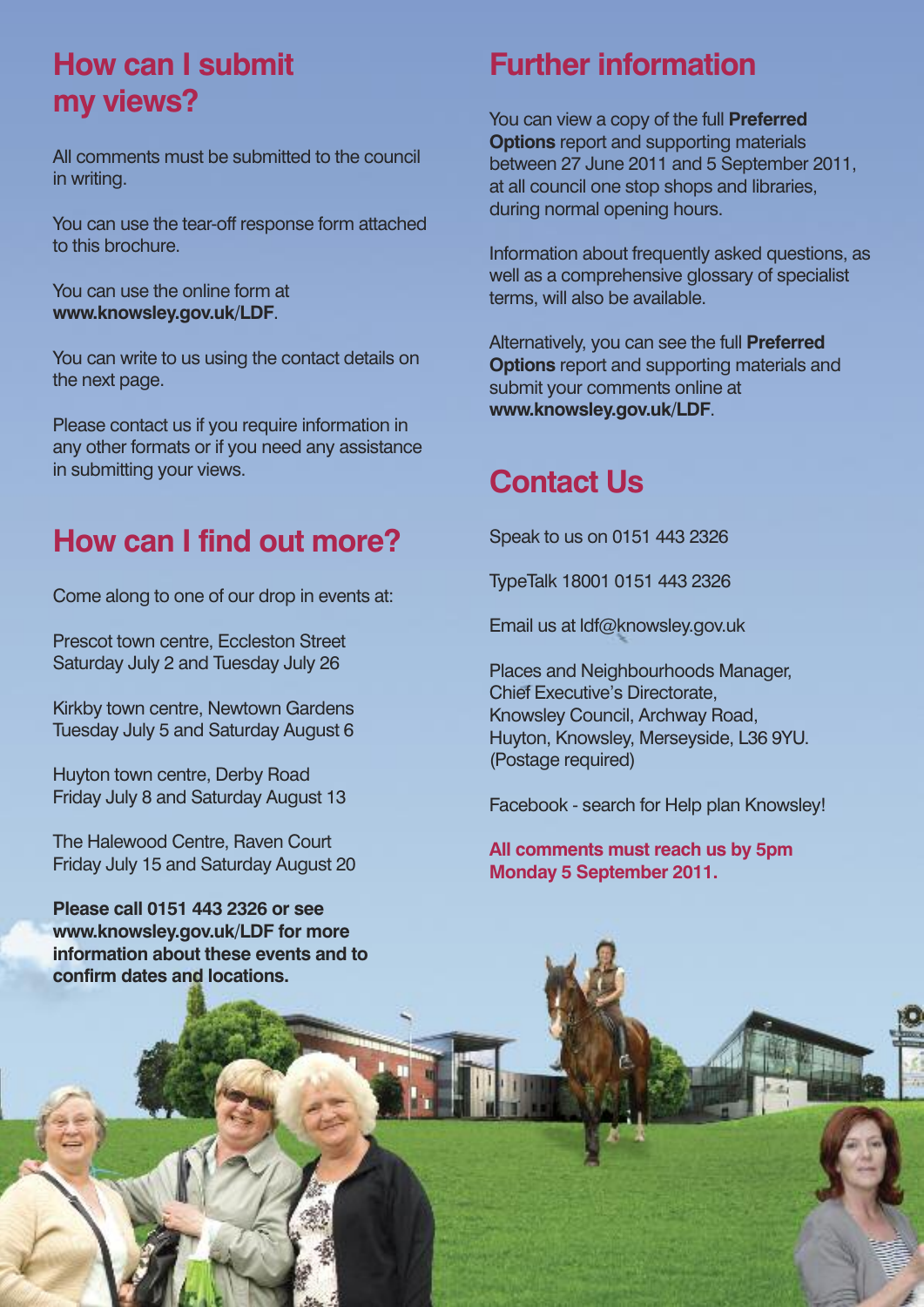## How can I submit my views?

All comments must be submitted to the council in writing.

You can use the tear-off response form attached to this brochure.

You can use the online form at **www.knowsley.gov.uk/LDF**.

You can write to us using the contact details on the next page.

Please contact us if you require information in any other formats or if you need any assistance in submitting your views.

## How can I find out more?

Come along to one of our drop in events at:

Prescot town centre, Eccleston Street
Saturday July 2 and Tuesday July 26

Kirkby town centre, Newtown Gardens
Tuesday July 5 and Saturday August 6

Huyton town centre, Derby Road
Friday July 8 and Saturday August 13

The Halewood Centre, Raven Court
Friday July 15 and Saturday August 20

**Please call 0151 443 2326 or see www.knowsley.gov.uk/LDF for more information about these events and to confirm dates and locations.**

## Further information

You can view a copy of the full **Preferred Options** report and supporting materials between 27 June 2011 and 5 September 2011, at all council one stop shops and libraries, during normal opening hours.

Information about frequently asked questions, as well as a comprehensive glossary of specialist terms, will also be available.

Alternatively, you can see the full **Preferred Options** report and supporting materials and submit your comments online at **www.knowsley.gov.uk/LDF**.

## Contact Us

Speak to us on 0151 443 2326

TypeTalk 18001 0151 443 2326

Email us at ldf@knowsley.gov.uk

Places and Neighbourhoods Manager,
Chief Executive's Directorate,
Knowsley Council, Archway Road,
Huyton, Knowsley, Merseyside, L36 9YU.
(Postage required)

Facebook - search for Help plan Knowsley!

**All comments must reach us by 5pm Monday 5 September 2011.**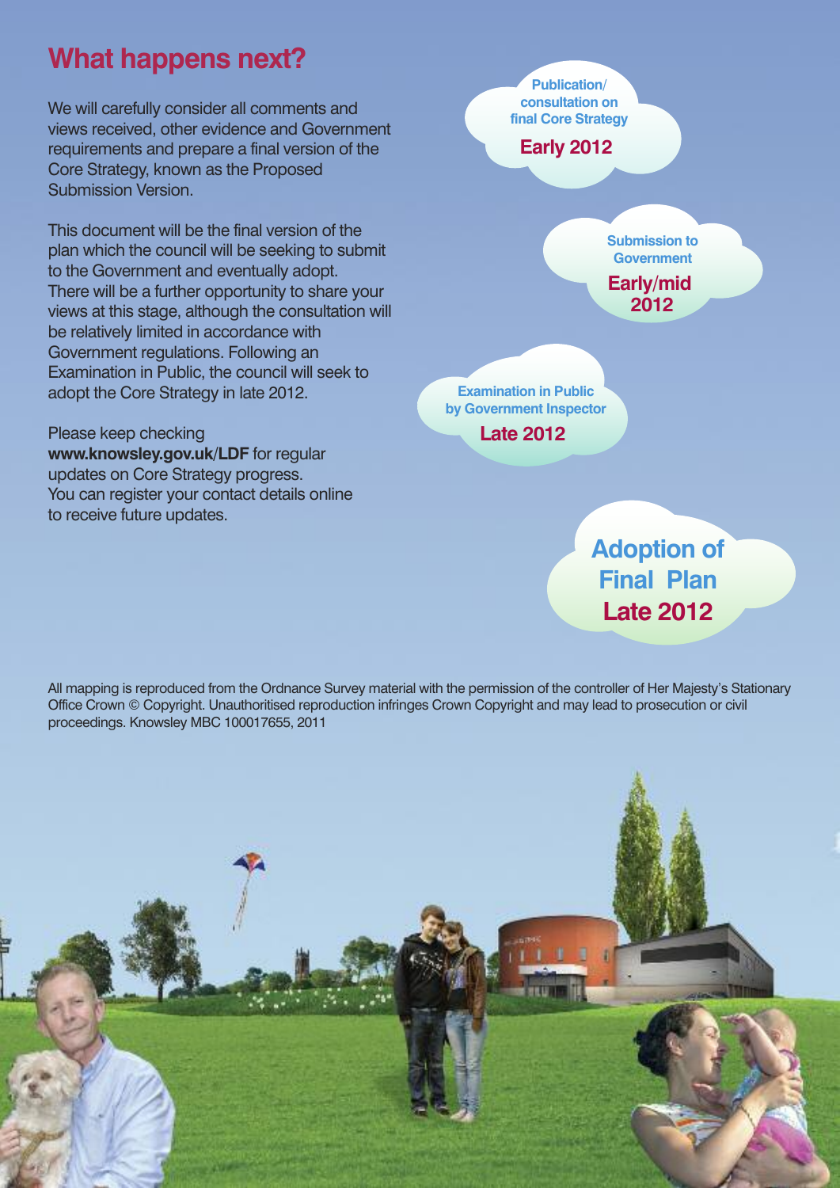# What happens next?

We will carefully consider all comments and views received, other evidence and Government requirements and prepare a final version of the Core Strategy, known as the Proposed Submission Version.

This document will be the final version of the plan which the council will be seeking to submit to the Government and eventually adopt. There will be a further opportunity to share your views at this stage, although the consultation will be relatively limited in accordance with Government regulations. Following an Examination in Public, the council will seek to adopt the Core Strategy in late 2012.

Please keep checking **www.knowsley.gov.uk/LDF** for regular updates on Core Strategy progress. You can register your contact details online to receive future updates.

**Publication/ consultation on final Core Strategy**
**Early 2012**

**Submission to Government**
**Early/mid 2012**

**Examination in Public by Government Inspector**
**Late 2012**

**Adoption of Final Plan**
**Late 2012**

All mapping is reproduced from the Ordnance Survey material with the permission of the controller of Her Majesty's Stationary Office Crown © Copyright. Unauthoritised reproduction infringes Crown Copyright and may lead to prosecution or civil proceedings. Knowsley MBC 100017655, 2011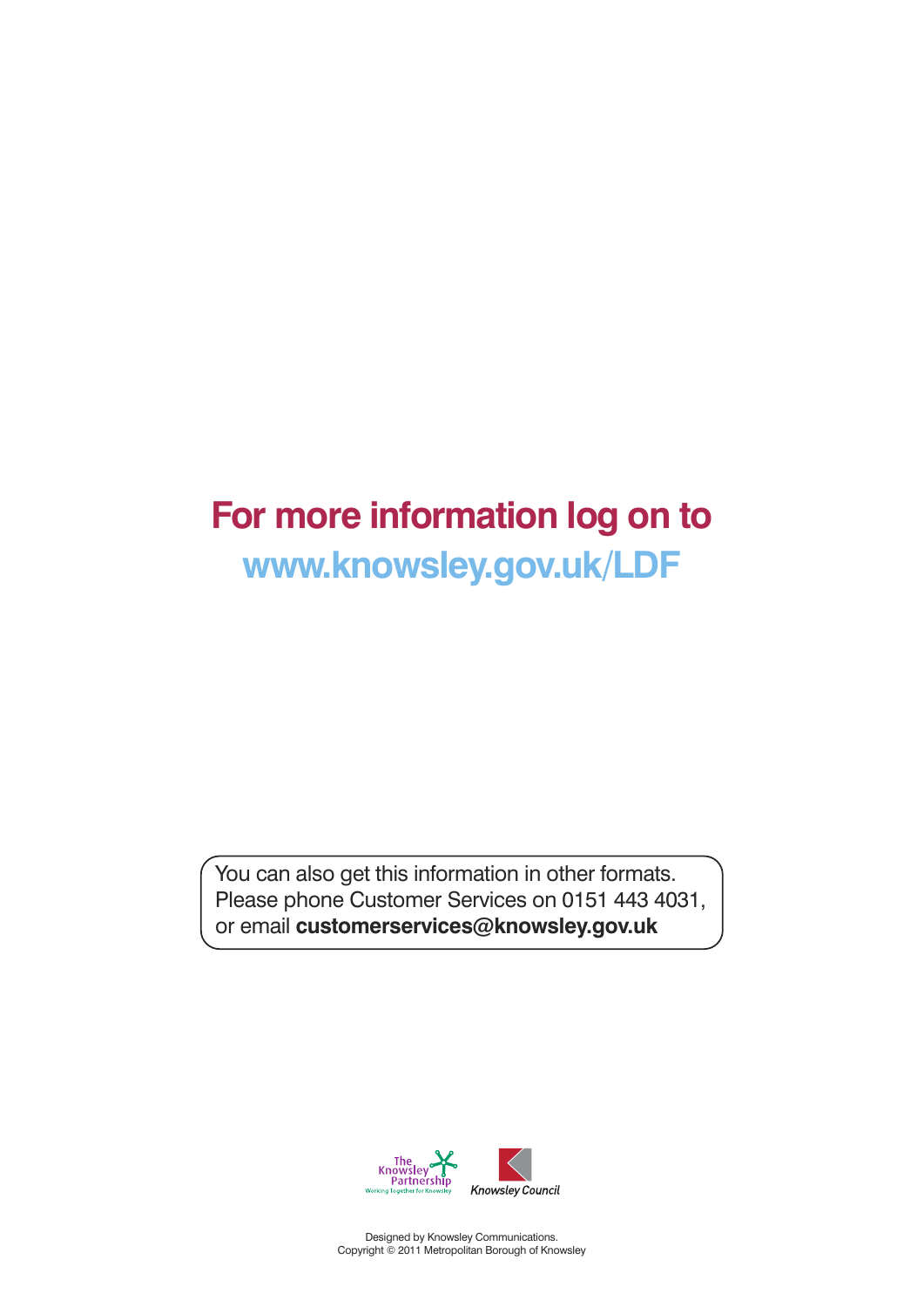## For more information log on to www.knowsley.gov.uk/LDF

You can also get this information in other formats. Please phone Customer Services on 0151 443 4031, or email **customerservices@knowsley.gov.uk**

The Knowsley Partnership
Working Together for Knowsley

Knowsley Council

Designed by Knowsley Communications.
Copyright © 2011 Metropolitan Borough of Knowsley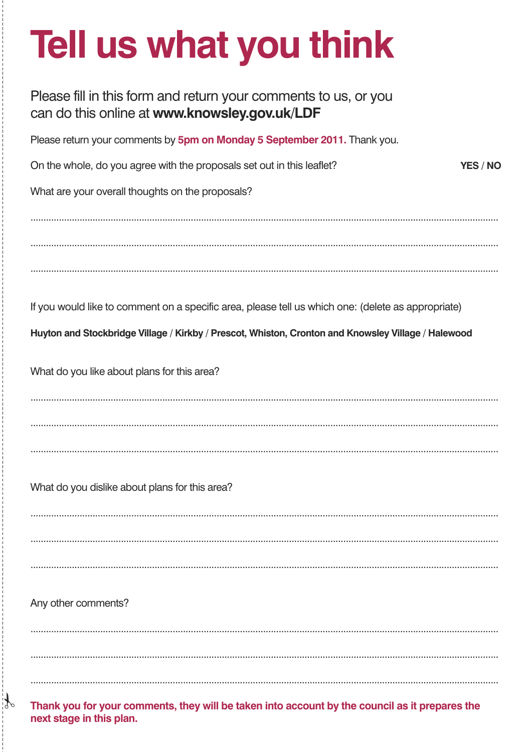# Tell us what you think

Please fill in this form and return your comments to us, or you can do this online at **www.knowsley.gov.uk/LDF**

Please return your comments by **5pm on Monday 5 September 2011.** Thank you.

On the whole, do you agree with the proposals set out in this leaflet? **YES** / **NO**

What are your overall thoughts on the proposals?

.....................................................................................................................................................

.....................................................................................................................................................

.....................................................................................................................................................

If you would like to comment on a specific area, please tell us which one: (delete as appropriate)

**Huyton and Stockbridge Village** / **Kirkby** / **Prescot, Whiston, Cronton and Knowsley Village** / **Halewood**

What do you like about plans for this area?

.....................................................................................................................................................

.....................................................................................................................................................

.....................................................................................................................................................

What do you dislike about plans for this area?

.....................................................................................................................................................

.....................................................................................................................................................

.....................................................................................................................................................

Any other comments?

.....................................................................................................................................................

.....................................................................................................................................................

.....................................................................................................................................................

**Thank you for your comments, they will be taken into account by the council as it prepares the next stage in this plan.**